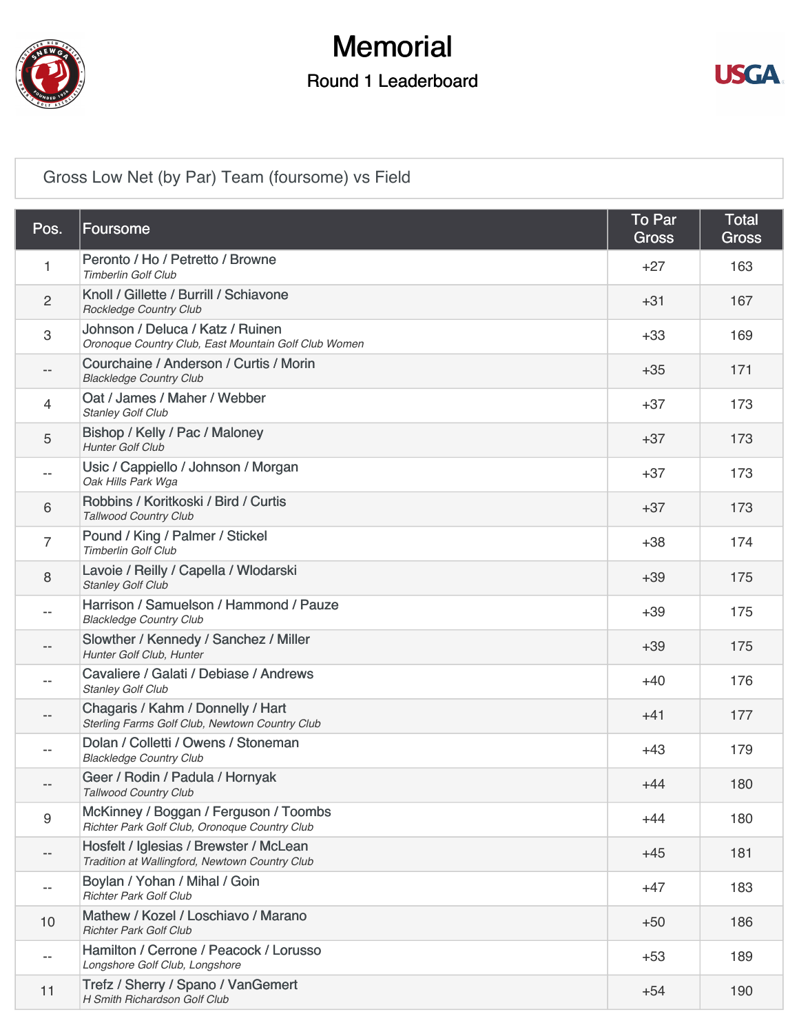# Memorial

## Round 1 Leaderboard

### Gross Low Net (by Par) Team (foursome) vs Field

| Pos. | Foursome | To Par Gross | Total Gross |
|---|---|---|---|
| 1 | Peronto / Ho / Petretto / Browne<br>*Timberlin Golf Club* | +27 | 163 |
| 2 | Knoll / Gillette / Burrill / Schiavone<br>*Rockledge Country Club* | +31 | 167 |
| 3 | Johnson / Deluca / Katz / Ruinen<br>*Oronoque Country Club, East Mountain Golf Club Women* | +33 | 169 |
| -- | Courchaine / Anderson / Curtis / Morin<br>*Blackledge Country Club* | +35 | 171 |
| 4 | Oat / James / Maher / Webber<br>*Stanley Golf Club* | +37 | 173 |
| 5 | Bishop / Kelly / Pac / Maloney<br>*Hunter Golf Club* | +37 | 173 |
| -- | Usic / Cappiello / Johnson / Morgan<br>*Oak Hills Park Wga* | +37 | 173 |
| 6 | Robbins / Koritkoski / Bird / Curtis<br>*Tallwood Country Club* | +37 | 173 |
| 7 | Pound / King / Palmer / Stickel<br>*Timberlin Golf Club* | +38 | 174 |
| 8 | Lavoie / Reilly / Capella / Wlodarski<br>*Stanley Golf Club* | +39 | 175 |
| -- | Harrison / Samuelson / Hammond / Pauze<br>*Blackledge Country Club* | +39 | 175 |
| -- | Slowther / Kennedy / Sanchez / Miller<br>*Hunter Golf Club, Hunter* | +39 | 175 |
| -- | Cavaliere / Galati / Debiase / Andrews<br>*Stanley Golf Club* | +40 | 176 |
| -- | Chagaris / Kahm / Donnelly / Hart<br>*Sterling Farms Golf Club, Newtown Country Club* | +41 | 177 |
| -- | Dolan / Colletti / Owens / Stoneman<br>*Blackledge Country Club* | +43 | 179 |
| -- | Geer / Rodin / Padula / Hornyak<br>*Tallwood Country Club* | +44 | 180 |
| 9 | McKinney / Boggan / Ferguson / Toombs<br>*Richter Park Golf Club, Oronoque Country Club* | +44 | 180 |
| -- | Hosfelt / Iglesias / Brewster / McLean<br>*Tradition at Wallingford, Newtown Country Club* | +45 | 181 |
| -- | Boylan / Yohan / Mihal / Goin<br>*Richter Park Golf Club* | +47 | 183 |
| 10 | Mathew / Kozel / Loschiavo / Marano<br>*Richter Park Golf Club* | +50 | 186 |
| -- | Hamilton / Cerrone / Peacock / Lorusso<br>*Longshore Golf Club, Longshore* | +53 | 189 |
| 11 | Trefz / Sherry / Spano / VanGemert<br>*H Smith Richardson Golf Club* | +54 | 190 |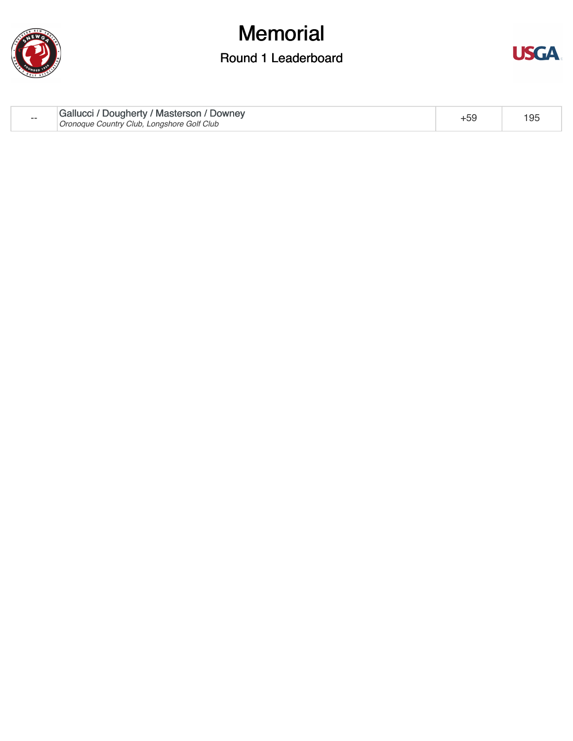# Memorial

## Round 1 Leaderboard

| | | | |
|---|---|---|---|
| -- | Gallucci / Dougherty / Masterson / Downey<br>*Oronoque Country Club, Longshore Golf Club* | +59 | 195 |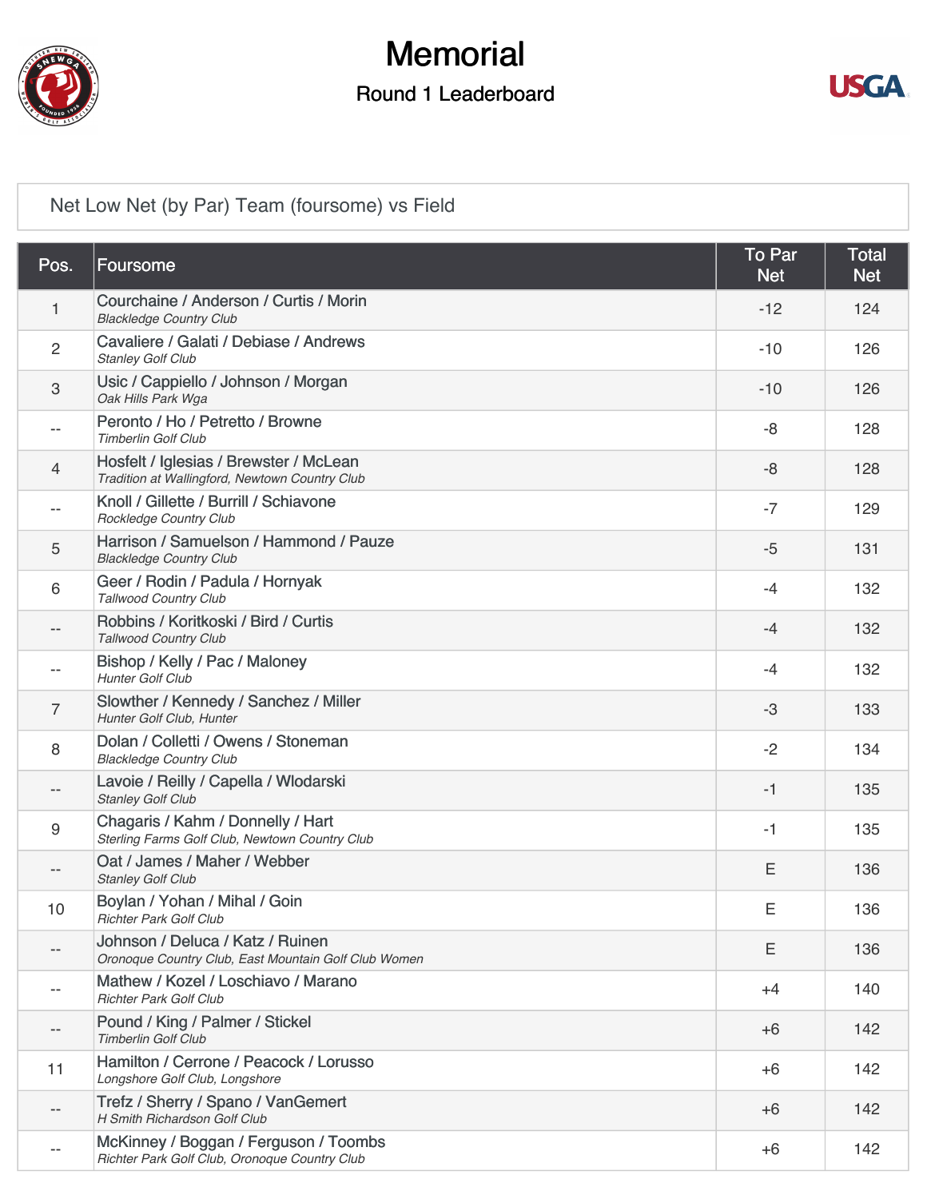# Memorial

## Round 1 Leaderboard

### Net Low Net (by Par) Team (foursome) vs Field

| Pos. | Foursome | To Par Net | Total Net |
|---|---|---|---|
| 1 | Courchaine / Anderson / Curtis / Morin<br>*Blackledge Country Club* | -12 | 124 |
| 2 | Cavaliere / Galati / Debiase / Andrews<br>*Stanley Golf Club* | -10 | 126 |
| 3 | Usic / Cappiello / Johnson / Morgan<br>*Oak Hills Park Wga* | -10 | 126 |
| -- | Peronto / Ho / Petretto / Browne<br>*Timberlin Golf Club* | -8 | 128 |
| 4 | Hosfelt / Iglesias / Brewster / McLean<br>*Tradition at Wallingford, Newtown Country Club* | -8 | 128 |
| -- | Knoll / Gillette / Burrill / Schiavone<br>*Rockledge Country Club* | -7 | 129 |
| 5 | Harrison / Samuelson / Hammond / Pauze<br>*Blackledge Country Club* | -5 | 131 |
| 6 | Geer / Rodin / Padula / Hornyak<br>*Tallwood Country Club* | -4 | 132 |
| -- | Robbins / Koritkoski / Bird / Curtis<br>*Tallwood Country Club* | -4 | 132 |
| -- | Bishop / Kelly / Pac / Maloney<br>*Hunter Golf Club* | -4 | 132 |
| 7 | Slowther / Kennedy / Sanchez / Miller<br>*Hunter Golf Club, Hunter* | -3 | 133 |
| 8 | Dolan / Colletti / Owens / Stoneman<br>*Blackledge Country Club* | -2 | 134 |
| -- | Lavoie / Reilly / Capella / Wlodarski<br>*Stanley Golf Club* | -1 | 135 |
| 9 | Chagaris / Kahm / Donnelly / Hart<br>*Sterling Farms Golf Club, Newtown Country Club* | -1 | 135 |
| -- | Oat / James / Maher / Webber<br>*Stanley Golf Club* | E | 136 |
| 10 | Boylan / Yohan / Mihal / Goin<br>*Richter Park Golf Club* | E | 136 |
| -- | Johnson / Deluca / Katz / Ruinen<br>*Oronoque Country Club, East Mountain Golf Club Women* | E | 136 |
| -- | Mathew / Kozel / Loschiavo / Marano<br>*Richter Park Golf Club* | +4 | 140 |
| -- | Pound / King / Palmer / Stickel<br>*Timberlin Golf Club* | +6 | 142 |
| 11 | Hamilton / Cerrone / Peacock / Lorusso<br>*Longshore Golf Club, Longshore* | +6 | 142 |
| -- | Trefz / Sherry / Spano / VanGemert<br>*H Smith Richardson Golf Club* | +6 | 142 |
| -- | McKinney / Boggan / Ferguson / Toombs<br>*Richter Park Golf Club, Oronoque Country Club* | +6 | 142 |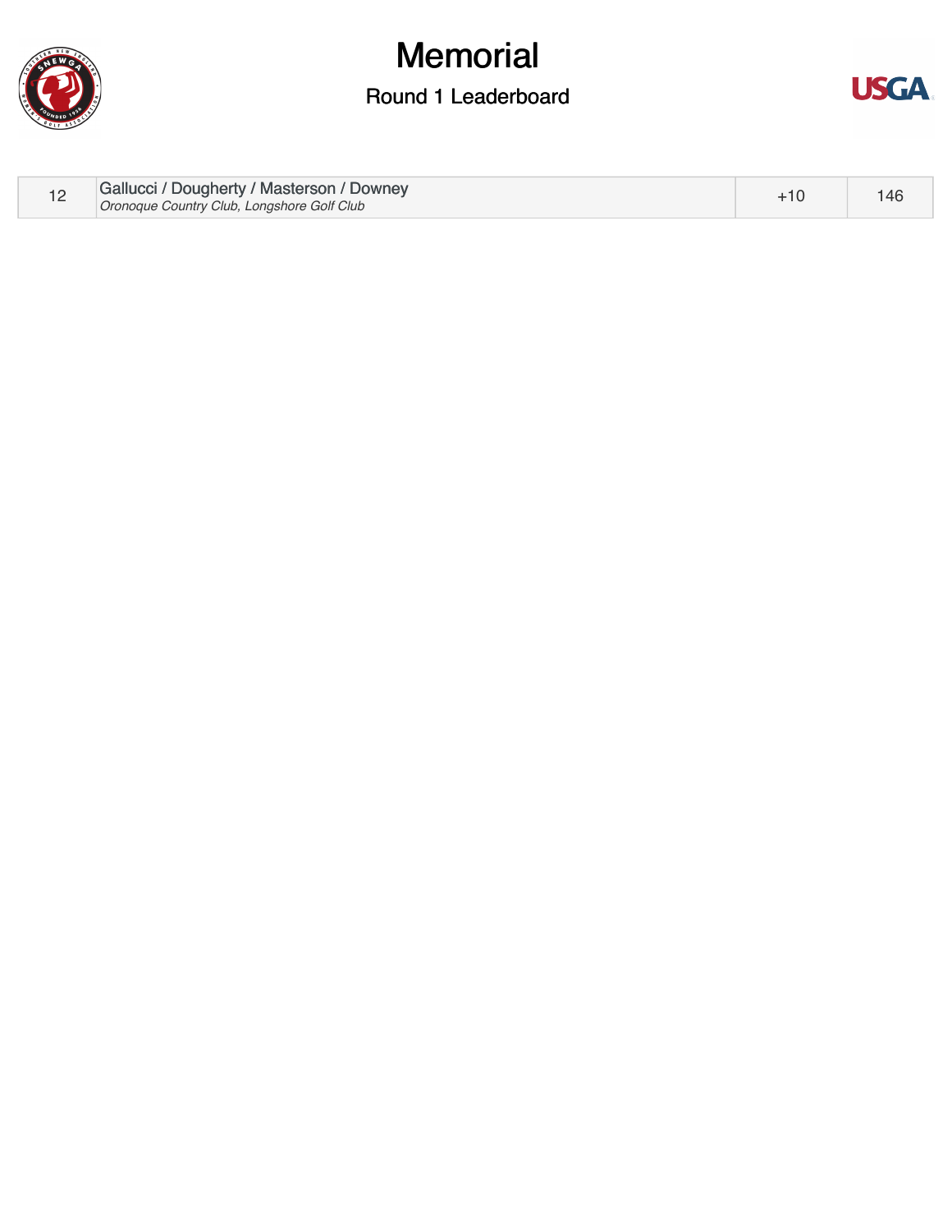# Memorial

## Round 1 Leaderboard

| | | | |
|---|---|---|---|
| 12 | Gallucci / Dougherty / Masterson / Downey<br>*Oronoque Country Club, Longshore Golf Club* | +10 | 146 |